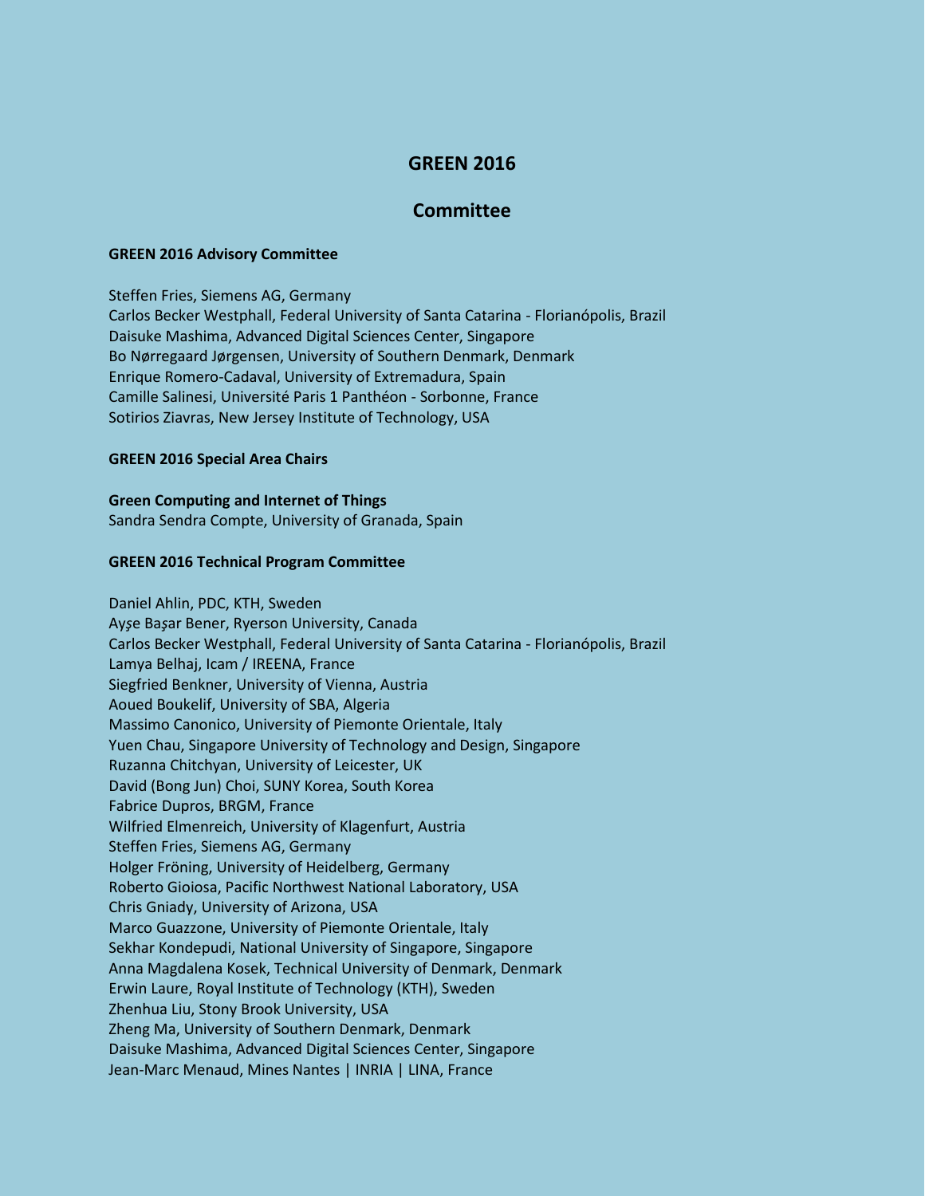# GREEN 2016

## Committee

**GREEN 2016 Advisory Committee**

Steffen Fries, Siemens AG, Germany
Carlos Becker Westphall, Federal University of Santa Catarina - Florianópolis, Brazil
Daisuke Mashima, Advanced Digital Sciences Center, Singapore
Bo Nørregaard Jørgensen, University of Southern Denmark, Denmark
Enrique Romero-Cadaval, University of Extremadura, Spain
Camille Salinesi, Université Paris 1 Panthéon - Sorbonne, France
Sotirios Ziavras, New Jersey Institute of Technology, USA

**GREEN 2016 Special Area Chairs**

**Green Computing and Internet of Things**
Sandra Sendra Compte, University of Granada, Spain

**GREEN 2016 Technical Program Committee**

Daniel Ahlin, PDC, KTH, Sweden
Ayşe Başar Bener, Ryerson University, Canada
Carlos Becker Westphall, Federal University of Santa Catarina - Florianópolis, Brazil
Lamya Belhaj, Icam / IREENA, France
Siegfried Benkner, University of Vienna, Austria
Aoued Boukelif, University of SBA, Algeria
Massimo Canonico, University of Piemonte Orientale, Italy
Yuen Chau, Singapore University of Technology and Design, Singapore
Ruzanna Chitchyan, University of Leicester, UK
David (Bong Jun) Choi, SUNY Korea, South Korea
Fabrice Dupros, BRGM, France
Wilfried Elmenreich, University of Klagenfurt, Austria
Steffen Fries, Siemens AG, Germany
Holger Fröning, University of Heidelberg, Germany
Roberto Gioiosa, Pacific Northwest National Laboratory, USA
Chris Gniady, University of Arizona, USA
Marco Guazzone, University of Piemonte Orientale, Italy
Sekhar Kondepudi, National University of Singapore, Singapore
Anna Magdalena Kosek, Technical University of Denmark, Denmark
Erwin Laure, Royal Institute of Technology (KTH), Sweden
Zhenhua Liu, Stony Brook University, USA
Zheng Ma, University of Southern Denmark, Denmark
Daisuke Mashima, Advanced Digital Sciences Center, Singapore
Jean-Marc Menaud, Mines Nantes | INRIA | LINA, France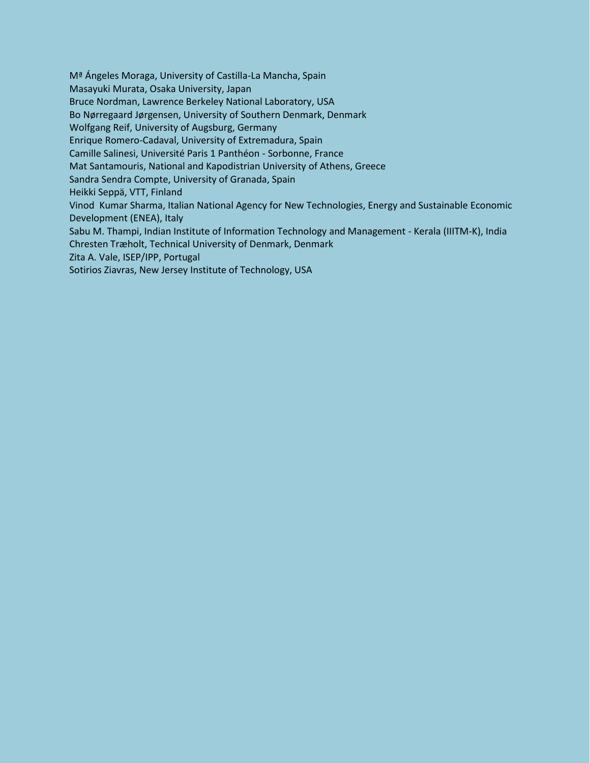Mª Ángeles Moraga, University of Castilla-La Mancha, Spain
Masayuki Murata, Osaka University, Japan
Bruce Nordman, Lawrence Berkeley National Laboratory, USA
Bo Nørregaard Jørgensen, University of Southern Denmark, Denmark
Wolfgang Reif, University of Augsburg, Germany
Enrique Romero-Cadaval, University of Extremadura, Spain
Camille Salinesi, Université Paris 1 Panthéon - Sorbonne, France
Mat Santamouris, National and Kapodistrian University of Athens, Greece
Sandra Sendra Compte, University of Granada, Spain
Heikki Seppä, VTT, Finland
Vinod Kumar Sharma, Italian National Agency for New Technologies, Energy and Sustainable Economic Development (ENEA), Italy
Sabu M. Thampi, Indian Institute of Information Technology and Management - Kerala (IIITM-K), India
Chresten Træholt, Technical University of Denmark, Denmark
Zita A. Vale, ISEP/IPP, Portugal
Sotirios Ziavras, New Jersey Institute of Technology, USA